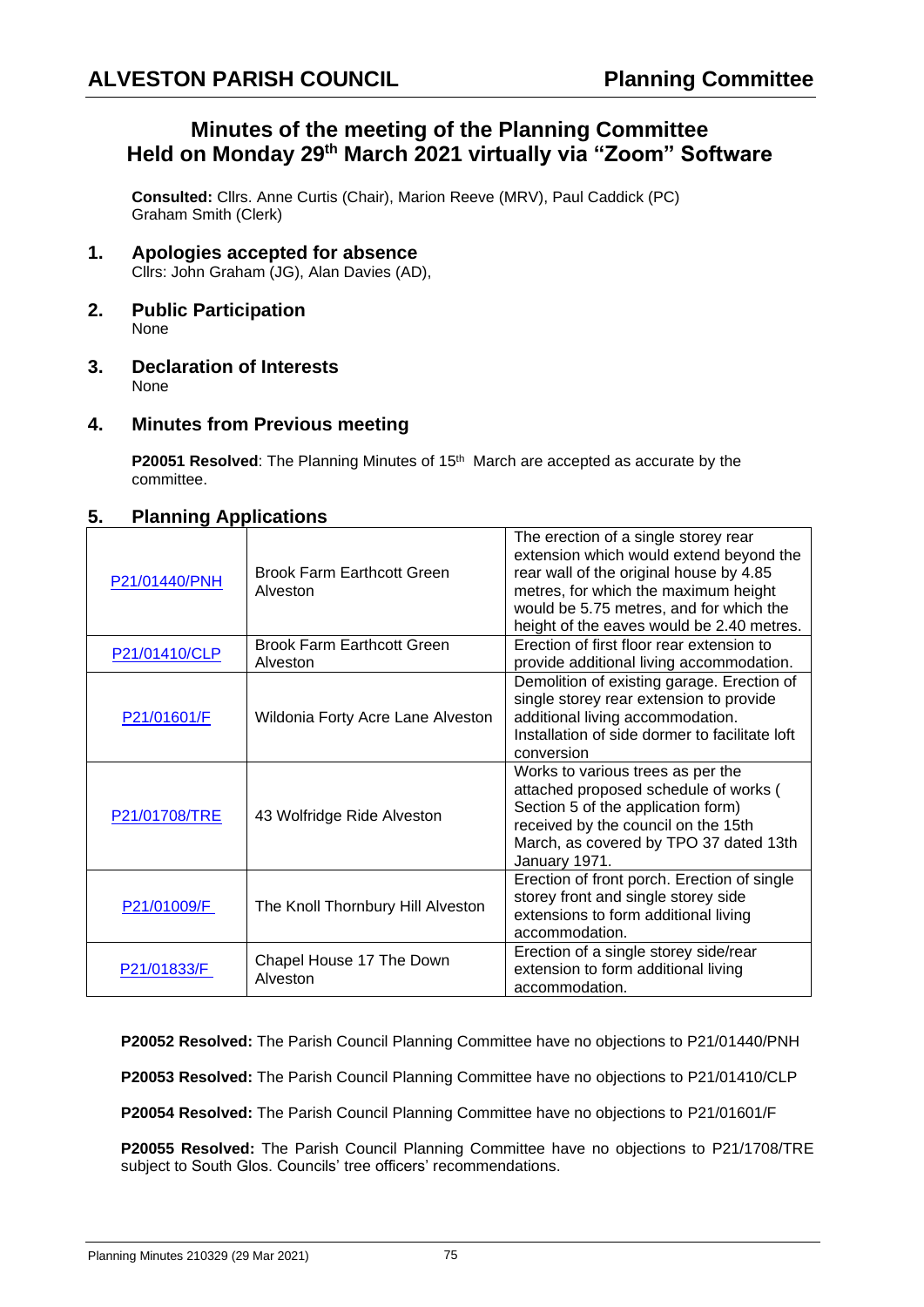**ALVESTON PARISH COUNCIL** **Planning Committee**

# Minutes of the meeting of the Planning Committee Held on Monday 29th March 2021 virtually via "Zoom" Software

**Consulted:** Cllrs. Anne Curtis (Chair), Marion Reeve (MRV), Paul Caddick (PC)
Graham Smith (Clerk)

## 1. Apologies accepted for absence

Cllrs: John Graham (JG), Alan Davies (AD),

## 2. Public Participation

None

## 3. Declaration of Interests

None

## 4. Minutes from Previous meeting

**P20051 Resolved**: The Planning Minutes of 15th March are accepted as accurate by the committee.

## 5. Planning Applications

| Reference | Address | Description |
|---|---|---|
| P21/01440/PNH | Brook Farm Earthcott Green Alveston | The erection of a single storey rear extension which would extend beyond the rear wall of the original house by 4.85 metres, for which the maximum height would be 5.75 metres, and for which the height of the eaves would be 2.40 metres. |
| P21/01410/CLP | Brook Farm Earthcott Green Alveston | Erection of first floor rear extension to provide additional living accommodation. |
| P21/01601/F | Wildonia Forty Acre Lane Alveston | Demolition of existing garage. Erection of single storey rear extension to provide additional living accommodation. Installation of side dormer to facilitate loft conversion |
| P21/01708/TRE | 43 Wolfridge Ride Alveston | Works to various trees as per the attached proposed schedule of works ( Section 5 of the application form) received by the council on the 15th March, as covered by TPO 37 dated 13th January 1971. |
| P21/01009/F | The Knoll Thornbury Hill Alveston | Erection of front porch. Erection of single storey front and single storey side extensions to form additional living accommodation. |
| P21/01833/F | Chapel House 17 The Down Alveston | Erection of a single storey side/rear extension to form additional living accommodation. |

**P20052 Resolved:** The Parish Council Planning Committee have no objections to P21/01440/PNH

**P20053 Resolved:** The Parish Council Planning Committee have no objections to P21/01410/CLP

**P20054 Resolved:** The Parish Council Planning Committee have no objections to P21/01601/F

**P20055 Resolved:** The Parish Council Planning Committee have no objections to P21/1708/TRE subject to South Glos. Councils' tree officers' recommendations.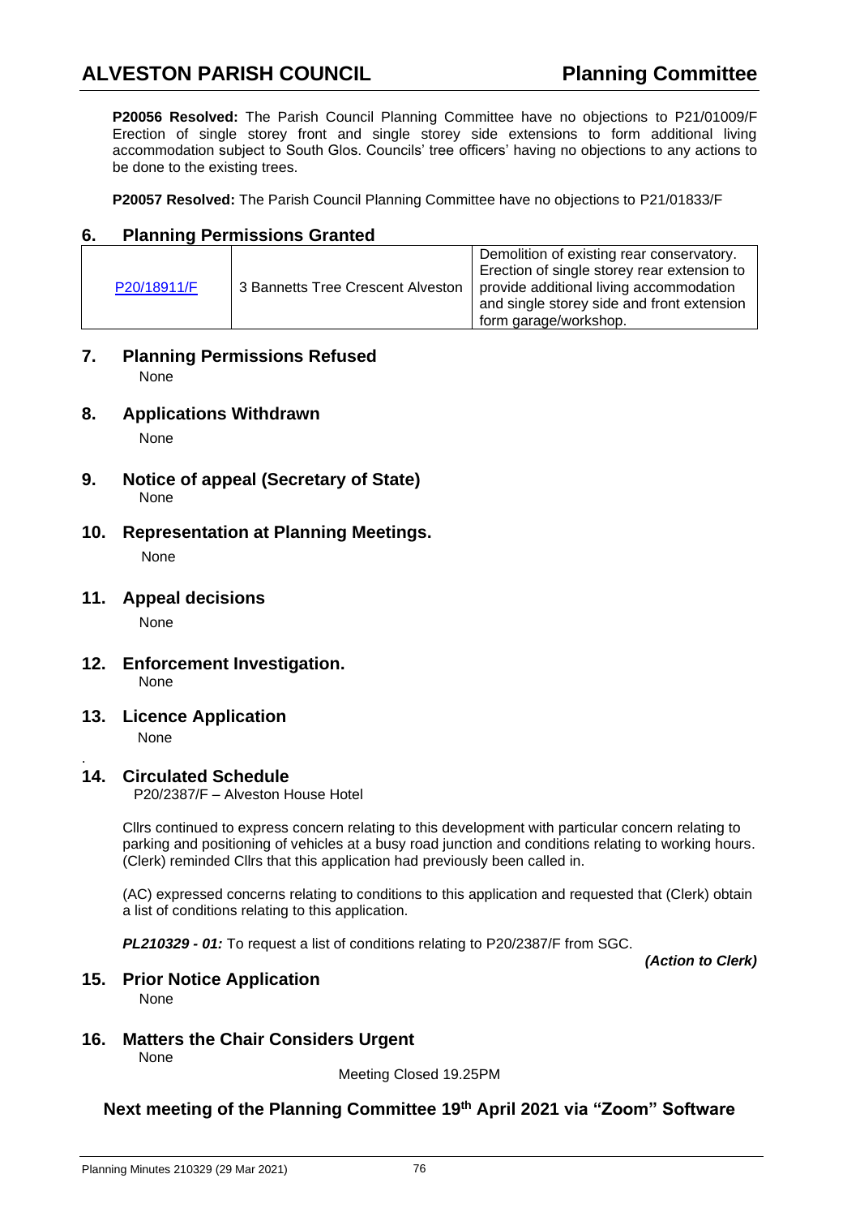**P20056 Resolved:** The Parish Council Planning Committee have no objections to P21/01009/F Erection of single storey front and single storey side extensions to form additional living accommodation subject to South Glos. Councils' tree officers' having no objections to any actions to be done to the existing trees.

**P20057 Resolved:** The Parish Council Planning Committee have no objections to P21/01833/F

## 6. Planning Permissions Granted

| | | |
|---|---|---|
| P20/18911/F | 3 Bannetts Tree Crescent Alveston | Demolition of existing rear conservatory. Erection of single storey rear extension to provide additional living accommodation and single storey side and front extension form garage/workshop. |

## 7. Planning Permissions Refused

None

## 8. Applications Withdrawn

None

## 9. Notice of appeal (Secretary of State)

None

## 10. Representation at Planning Meetings.

None

## 11. Appeal decisions

None

## 12. Enforcement Investigation.

None

## 13. Licence Application

None

## 14. Circulated Schedule

P20/2387/F – Alveston House Hotel

Cllrs continued to express concern relating to this development with particular concern relating to parking and positioning of vehicles at a busy road junction and conditions relating to working hours. (Clerk) reminded Cllrs that this application had previously been called in.

(AC) expressed concerns relating to conditions to this application and requested that (Clerk) obtain a list of conditions relating to this application.

***PL210329 - 01:*** To request a list of conditions relating to P20/2387/F from SGC.

***(Action to Clerk)***

## 15. Prior Notice Application

None

## 16. Matters the Chair Considers Urgent

None

Meeting Closed 19.25PM

**Next meeting of the Planning Committee 19th April 2021 via "Zoom" Software**